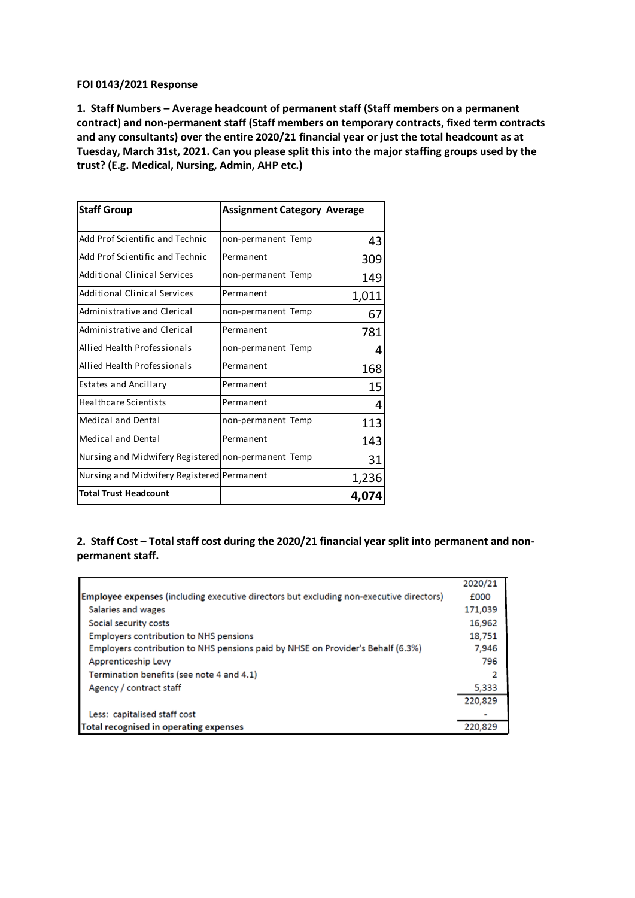**FOI 0143/2021 Response**

**1. Staff Numbers – Average headcount of permanent staff (Staff members on a permanent contract) and non-permanent staff (Staff members on temporary contracts, fixed term contracts and any consultants) over the entire 2020/21 financial year or just the total headcount as at Tuesday, March 31st, 2021. Can you please split this into the major staffing groups used by the trust? (E.g. Medical, Nursing, Admin, AHP etc.)**

| Staff Group | Assignment Category | Average |
|---|---|---|
| Add Prof Scientific and Technic | non-permanent Temp | 43 |
| Add Prof Scientific and Technic | Permanent | 309 |
| Additional Clinical Services | non-permanent Temp | 149 |
| Additional Clinical Services | Permanent | 1,011 |
| Administrative and Clerical | non-permanent Temp | 67 |
| Administrative and Clerical | Permanent | 781 |
| Allied Health Professionals | non-permanent Temp | 4 |
| Allied Health Professionals | Permanent | 168 |
| Estates and Ancillary | Permanent | 15 |
| Healthcare Scientists | Permanent | 4 |
| Medical and Dental | non-permanent Temp | 113 |
| Medical and Dental | Permanent | 143 |
| Nursing and Midwifery Registered | non-permanent Temp | 31 |
| Nursing and Midwifery Registered | Permanent | 1,236 |
| **Total Trust Headcount** | | **4,074** |

**2. Staff Cost – Total staff cost during the 2020/21 financial year split into permanent and non-permanent staff.**

| | 2020/21 |
|---|---|
| **Employee expenses** (including executive directors but excluding non-executive directors) | £000 |
| Salaries and wages | 171,039 |
| Social security costs | 16,962 |
| Employers contribution to NHS pensions | 18,751 |
| Employers contribution to NHS pensions paid by NHSE on Provider's Behalf (6.3%) | 7,946 |
| Apprenticeship Levy | 796 |
| Termination benefits (see note 4 and 4.1) | 2 |
| Agency / contract staff | 5,333 |
| | 220,829 |
| Less: capitalised staff cost | - |
| **Total recognised in operating expenses** | 220,829 |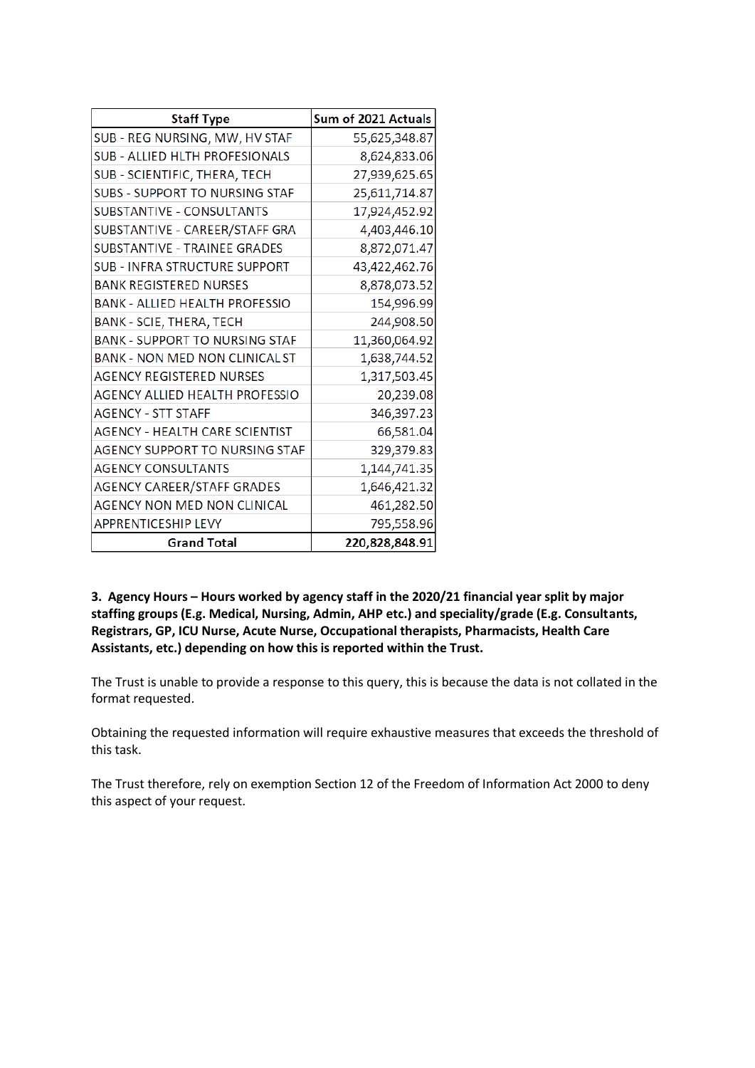| Staff Type | Sum of 2021 Actuals |
|---|---|
| SUB - REG NURSING, MW, HV STAF | 55,625,348.87 |
| SUB - ALLIED HLTH PROFESIONALS | 8,624,833.06 |
| SUB - SCIENTIFIC, THERA, TECH | 27,939,625.65 |
| SUBS - SUPPORT TO NURSING STAF | 25,611,714.87 |
| SUBSTANTIVE - CONSULTANTS | 17,924,452.92 |
| SUBSTANTIVE - CAREER/STAFF GRA | 4,403,446.10 |
| SUBSTANTIVE - TRAINEE GRADES | 8,872,071.47 |
| SUB - INFRA STRUCTURE SUPPORT | 43,422,462.76 |
| BANK REGISTERED NURSES | 8,878,073.52 |
| BANK - ALLIED HEALTH PROFESSIO | 154,996.99 |
| BANK - SCIE, THERA, TECH | 244,908.50 |
| BANK - SUPPORT TO NURSING STAF | 11,360,064.92 |
| BANK - NON MED NON CLINICAL ST | 1,638,744.52 |
| AGENCY REGISTERED NURSES | 1,317,503.45 |
| AGENCY ALLIED HEALTH PROFESSIO | 20,239.08 |
| AGENCY - STT STAFF | 346,397.23 |
| AGENCY - HEALTH CARE SCIENTIST | 66,581.04 |
| AGENCY SUPPORT TO NURSING STAF | 329,379.83 |
| AGENCY CONSULTANTS | 1,144,741.35 |
| AGENCY CAREER/STAFF GRADES | 1,646,421.32 |
| AGENCY NON MED NON CLINICAL | 461,282.50 |
| APPRENTICESHIP LEVY | 795,558.96 |
| **Grand Total** | **220,828,848.91** |

**3. Agency Hours – Hours worked by agency staff in the 2020/21 financial year split by major staffing groups (E.g. Medical, Nursing, Admin, AHP etc.) and speciality/grade (E.g. Consultants, Registrars, GP, ICU Nurse, Acute Nurse, Occupational therapists, Pharmacists, Health Care Assistants, etc.) depending on how this is reported within the Trust.**

The Trust is unable to provide a response to this query, this is because the data is not collated in the format requested.

Obtaining the requested information will require exhaustive measures that exceeds the threshold of this task.

The Trust therefore, rely on exemption Section 12 of the Freedom of Information Act 2000 to deny this aspect of your request.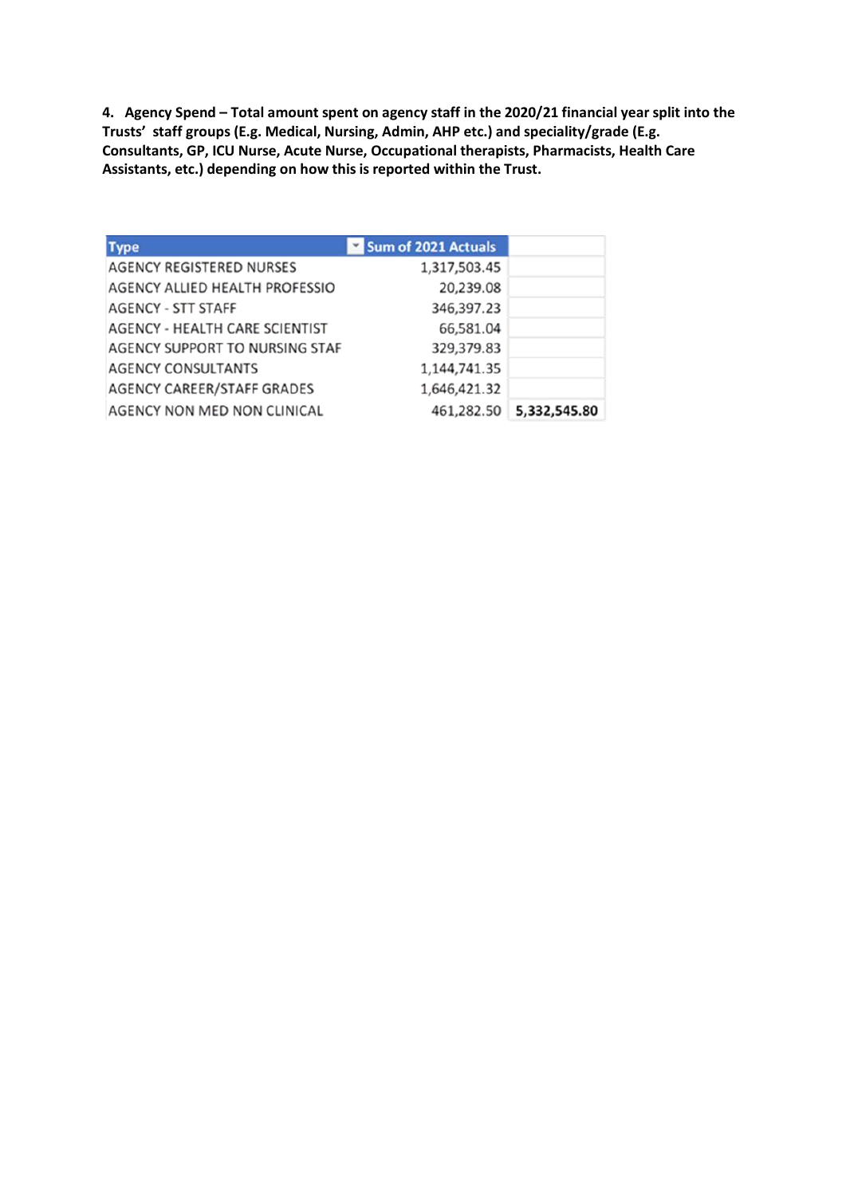4. **Agency Spend – Total amount spent on agency staff in the 2020/21 financial year split into the Trusts' staff groups (E.g. Medical, Nursing, Admin, AHP etc.) and speciality/grade (E.g. Consultants, GP, ICU Nurse, Acute Nurse, Occupational therapists, Pharmacists, Health Care Assistants, etc.) depending on how this is reported within the Trust.**

| Type | Sum of 2021 Actuals | |
|---|---|---|
| AGENCY REGISTERED NURSES | 1,317,503.45 | |
| AGENCY ALLIED HEALTH PROFESSIO | 20,239.08 | |
| AGENCY - STT STAFF | 346,397.23 | |
| AGENCY - HEALTH CARE SCIENTIST | 66,581.04 | |
| AGENCY SUPPORT TO NURSING STAF | 329,379.83 | |
| AGENCY CONSULTANTS | 1,144,741.35 | |
| AGENCY CAREER/STAFF GRADES | 1,646,421.32 | |
| AGENCY NON MED NON CLINICAL | 461,282.50 | **5,332,545.80** |